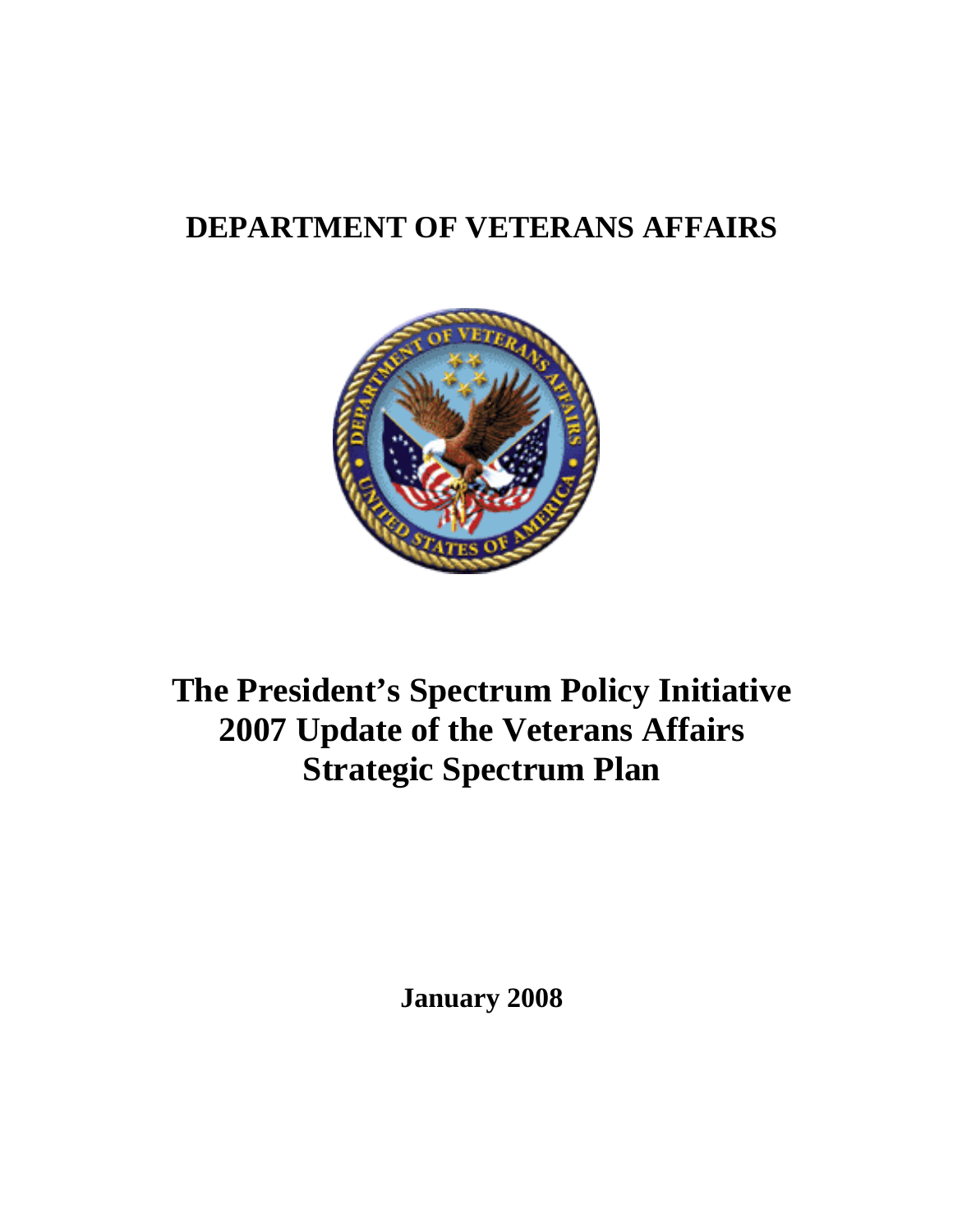# DEPARTMENT OF VETERANS AFFAIRS

# The President's Spectrum Policy Initiative 2007 Update of the Veterans Affairs Strategic Spectrum Plan

**January 2008**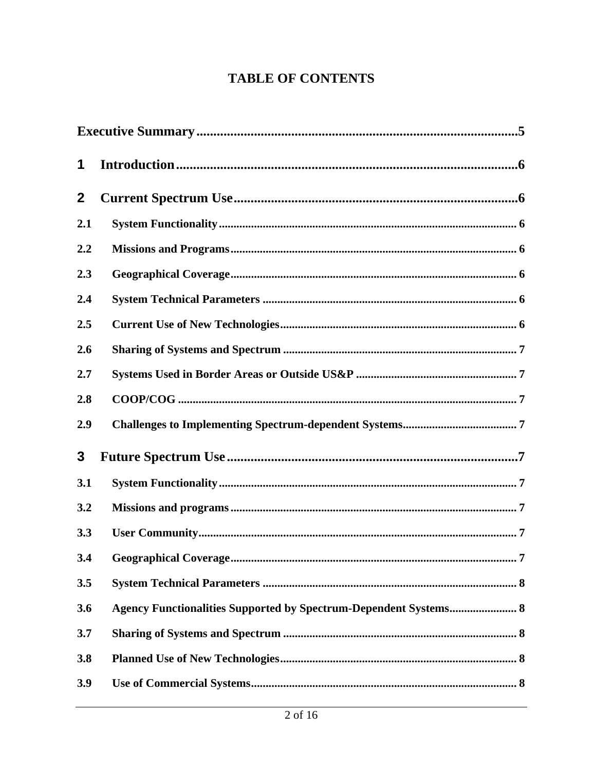# TABLE OF CONTENTS

**Executive Summary** .......... 5

**1 Introduction** .......... 6

**2 Current Spectrum Use** .......... 6

- **2.1 System Functionality** .......... 6
- **2.2 Missions and Programs** .......... 6
- **2.3 Geographical Coverage** .......... 6
- **2.4 System Technical Parameters** .......... 6
- **2.5 Current Use of New Technologies** .......... 6
- **2.6 Sharing of Systems and Spectrum** .......... 7
- **2.7 Systems Used in Border Areas or Outside US&P** .......... 7
- **2.8 COOP/COG** .......... 7
- **2.9 Challenges to Implementing Spectrum-dependent Systems** .......... 7

**3 Future Spectrum Use** .......... 7

- **3.1 System Functionality** .......... 7
- **3.2 Missions and programs** .......... 7
- **3.3 User Community** .......... 7
- **3.4 Geographical Coverage** .......... 7
- **3.5 System Technical Parameters** .......... 8
- **3.6 Agency Functionalities Supported by Spectrum-Dependent Systems** .......... 8
- **3.7 Sharing of Systems and Spectrum** .......... 8
- **3.8 Planned Use of New Technologies** .......... 8
- **3.9 Use of Commercial Systems** .......... 8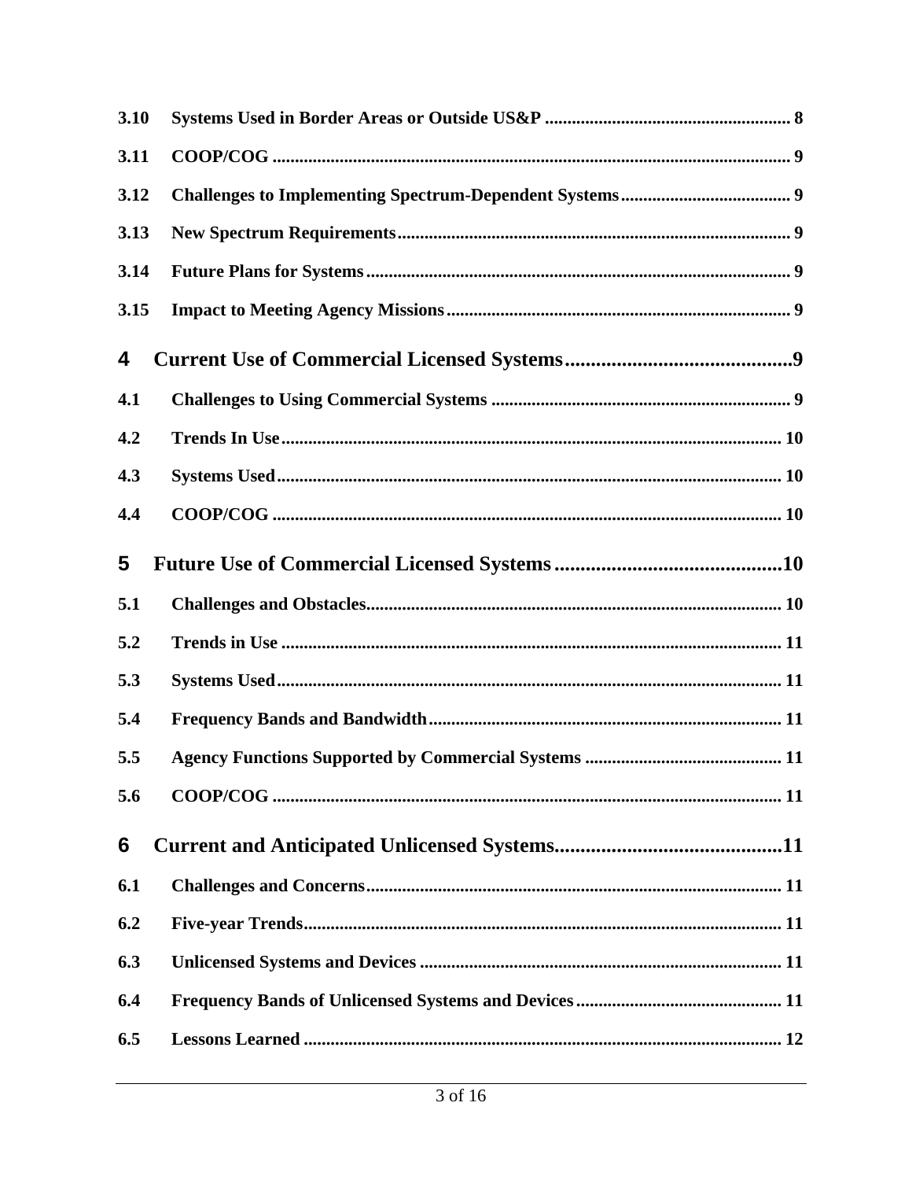3.10 Systems Used in Border Areas or Outside US&P ....................................................... 8

3.11 COOP/COG ................................................................................................................... 9

3.12 Challenges to Implementing Spectrum-Dependent Systems...................................... 9

3.13 New Spectrum Requirements....................................................................................... 9

3.14 Future Plans for Systems.............................................................................................. 9

3.15 Impact to Meeting Agency Missions............................................................................ 9

**4 Current Use of Commercial Licensed Systems............................................9**

4.1 Challenges to Using Commercial Systems .................................................................. 9

4.2 Trends In Use............................................................................................................... 10

4.3 Systems Used................................................................................................................ 10

4.4 COOP/COG ................................................................................................................. 10

**5 Future Use of Commercial Licensed Systems............................................10**

5.1 Challenges and Obstacles............................................................................................ 10

5.2 Trends in Use ............................................................................................................... 11

5.3 Systems Used................................................................................................................ 11

5.4 Frequency Bands and Bandwidth.............................................................................. 11

5.5 Agency Functions Supported by Commercial Systems ............................................ 11

5.6 COOP/COG ................................................................................................................. 11

**6 Current and Anticipated Unlicensed Systems............................................11**

6.1 Challenges and Concerns............................................................................................ 11

6.2 Five-year Trends.......................................................................................................... 11

6.3 Unlicensed Systems and Devices ................................................................................ 11

6.4 Frequency Bands of Unlicensed Systems and Devices............................................. 11

6.5 Lessons Learned .......................................................................................................... 12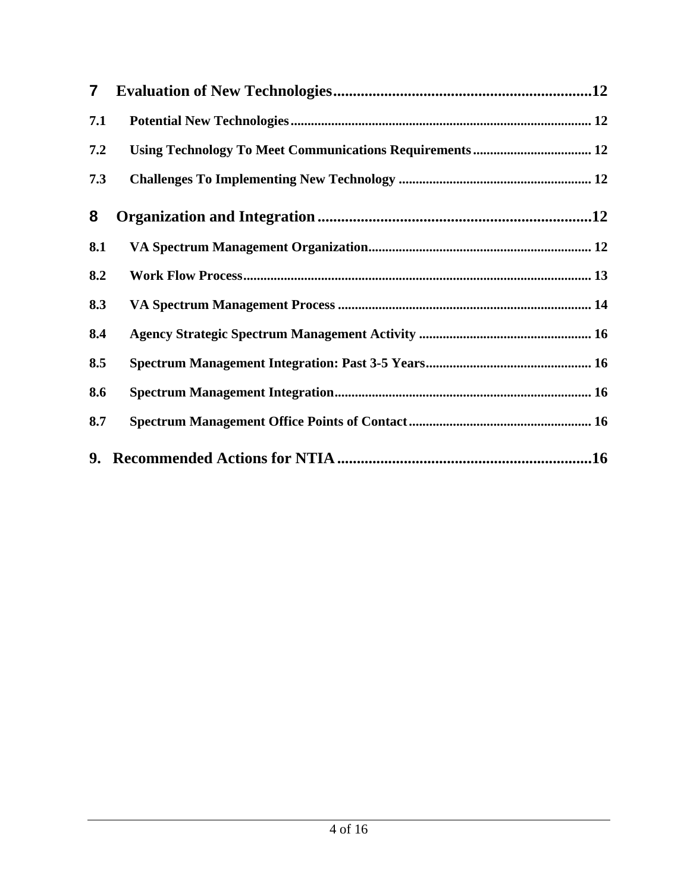**7 Evaluation of New Technologies ..... 12**

**7.1 Potential New Technologies ..... 12**

**7.2 Using Technology To Meet Communications Requirements ..... 12**

**7.3 Challenges To Implementing New Technology ..... 12**

**8 Organization and Integration ..... 12**

**8.1 VA Spectrum Management Organization ..... 12**

**8.2 Work Flow Process ..... 13**

**8.3 VA Spectrum Management Process ..... 14**

**8.4 Agency Strategic Spectrum Management Activity ..... 16**

**8.5 Spectrum Management Integration: Past 3-5 Years ..... 16**

**8.6 Spectrum Management Integration ..... 16**

**8.7 Spectrum Management Office Points of Contact ..... 16**

**9. Recommended Actions for NTIA ..... 16**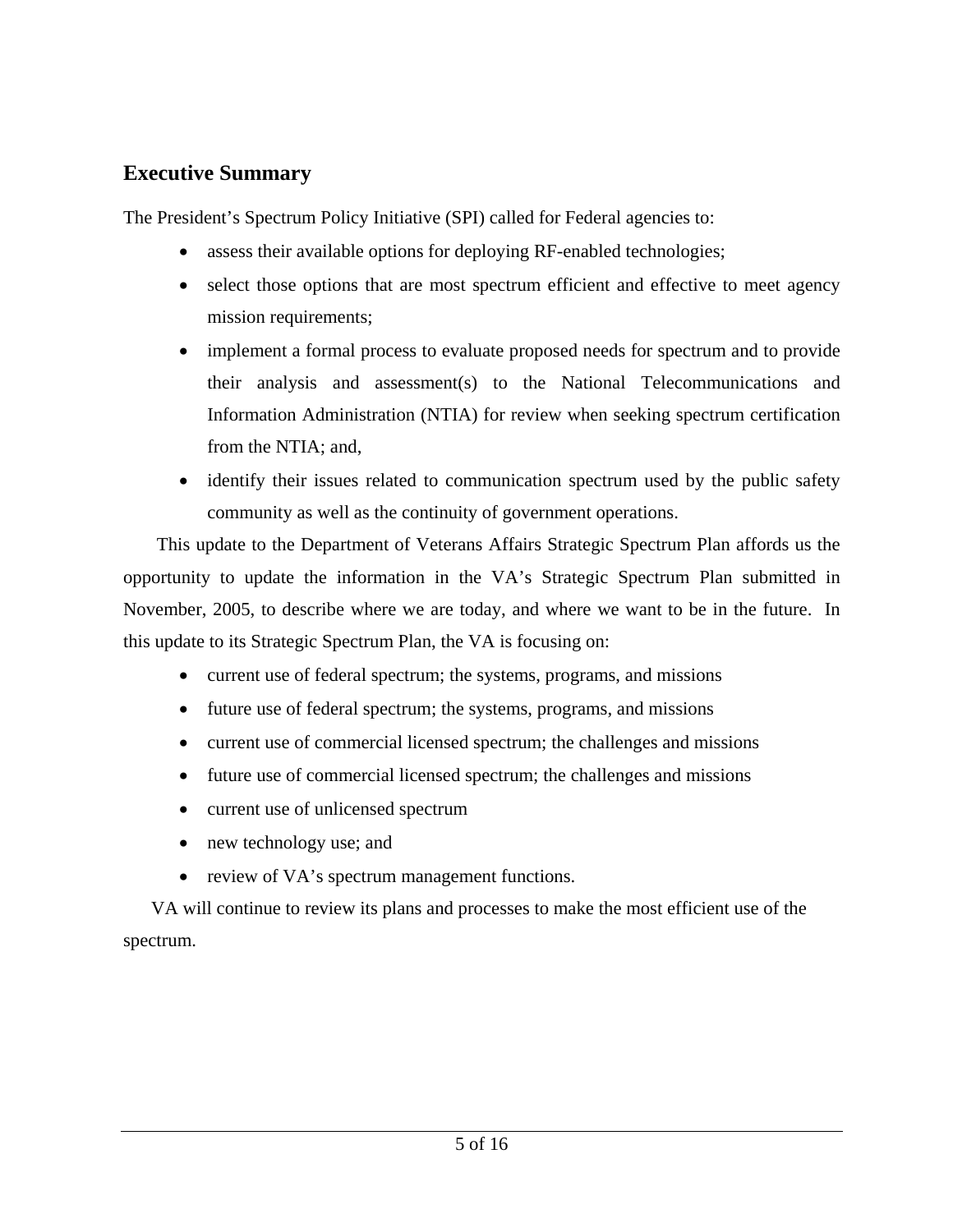## Executive Summary

The President's Spectrum Policy Initiative (SPI) called for Federal agencies to:

- assess their available options for deploying RF-enabled technologies;
- select those options that are most spectrum efficient and effective to meet agency mission requirements;
- implement a formal process to evaluate proposed needs for spectrum and to provide their analysis and assessment(s) to the National Telecommunications and Information Administration (NTIA) for review when seeking spectrum certification from the NTIA; and,
- identify their issues related to communication spectrum used by the public safety community as well as the continuity of government operations.

This update to the Department of Veterans Affairs Strategic Spectrum Plan affords us the opportunity to update the information in the VA's Strategic Spectrum Plan submitted in November, 2005, to describe where we are today, and where we want to be in the future. In this update to its Strategic Spectrum Plan, the VA is focusing on:

- current use of federal spectrum; the systems, programs, and missions
- future use of federal spectrum; the systems, programs, and missions
- current use of commercial licensed spectrum; the challenges and missions
- future use of commercial licensed spectrum; the challenges and missions
- current use of unlicensed spectrum
- new technology use; and
- review of VA's spectrum management functions.

VA will continue to review its plans and processes to make the most efficient use of the spectrum.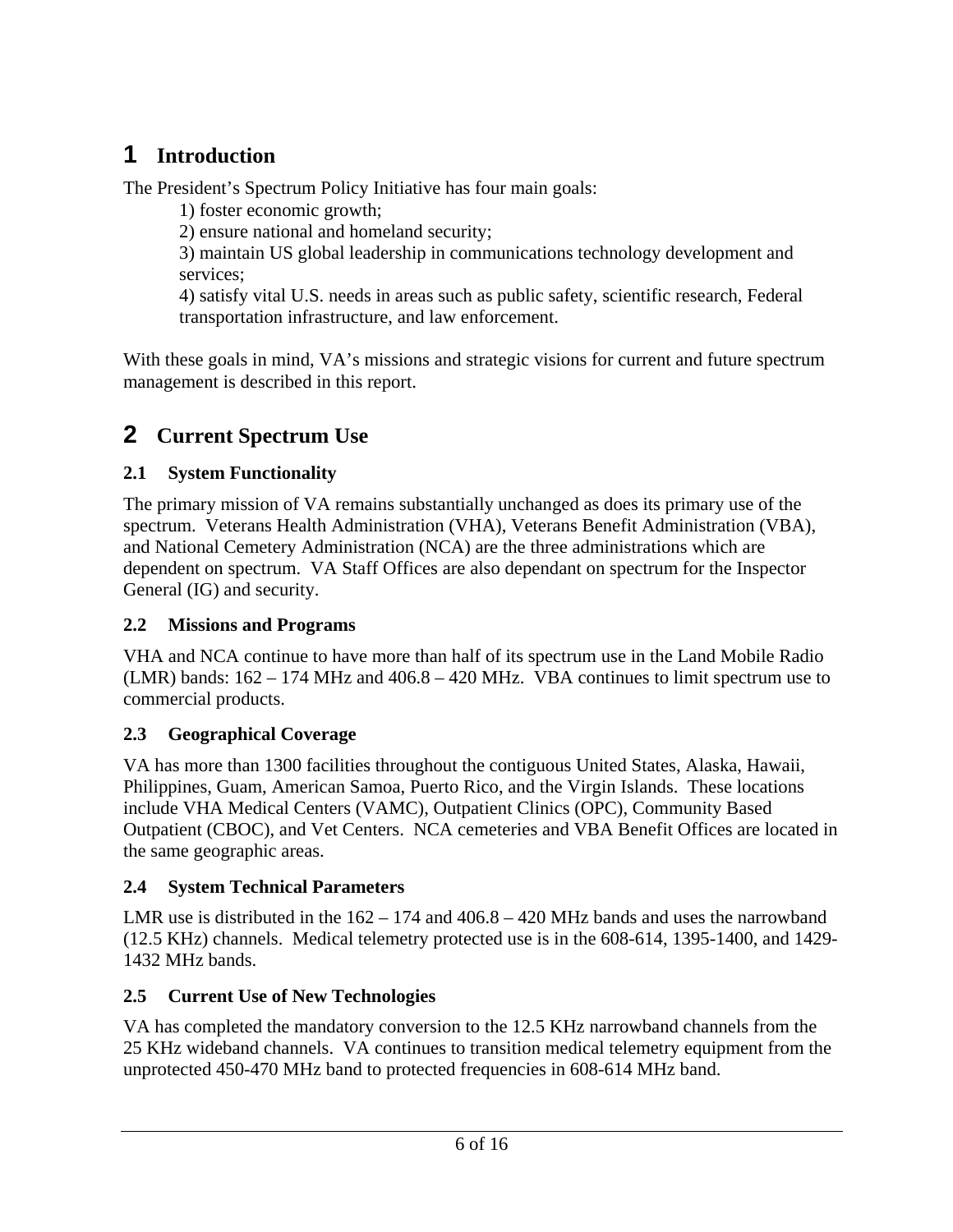# 1 Introduction

The President's Spectrum Policy Initiative has four main goals:

1) foster economic growth;
2) ensure national and homeland security;
3) maintain US global leadership in communications technology development and services;
4) satisfy vital U.S. needs in areas such as public safety, scientific research, Federal transportation infrastructure, and law enforcement.

With these goals in mind, VA's missions and strategic visions for current and future spectrum management is described in this report.

# 2 Current Spectrum Use

## 2.1 System Functionality

The primary mission of VA remains substantially unchanged as does its primary use of the spectrum. Veterans Health Administration (VHA), Veterans Benefit Administration (VBA), and National Cemetery Administration (NCA) are the three administrations which are dependent on spectrum. VA Staff Offices are also dependant on spectrum for the Inspector General (IG) and security.

## 2.2 Missions and Programs

VHA and NCA continue to have more than half of its spectrum use in the Land Mobile Radio (LMR) bands: 162 – 174 MHz and 406.8 – 420 MHz. VBA continues to limit spectrum use to commercial products.

## 2.3 Geographical Coverage

VA has more than 1300 facilities throughout the contiguous United States, Alaska, Hawaii, Philippines, Guam, American Samoa, Puerto Rico, and the Virgin Islands. These locations include VHA Medical Centers (VAMC), Outpatient Clinics (OPC), Community Based Outpatient (CBOC), and Vet Centers. NCA cemeteries and VBA Benefit Offices are located in the same geographic areas.

## 2.4 System Technical Parameters

LMR use is distributed in the 162 – 174 and 406.8 – 420 MHz bands and uses the narrowband (12.5 KHz) channels. Medical telemetry protected use is in the 608-614, 1395-1400, and 1429-1432 MHz bands.

## 2.5 Current Use of New Technologies

VA has completed the mandatory conversion to the 12.5 KHz narrowband channels from the 25 KHz wideband channels. VA continues to transition medical telemetry equipment from the unprotected 450-470 MHz band to protected frequencies in 608-614 MHz band.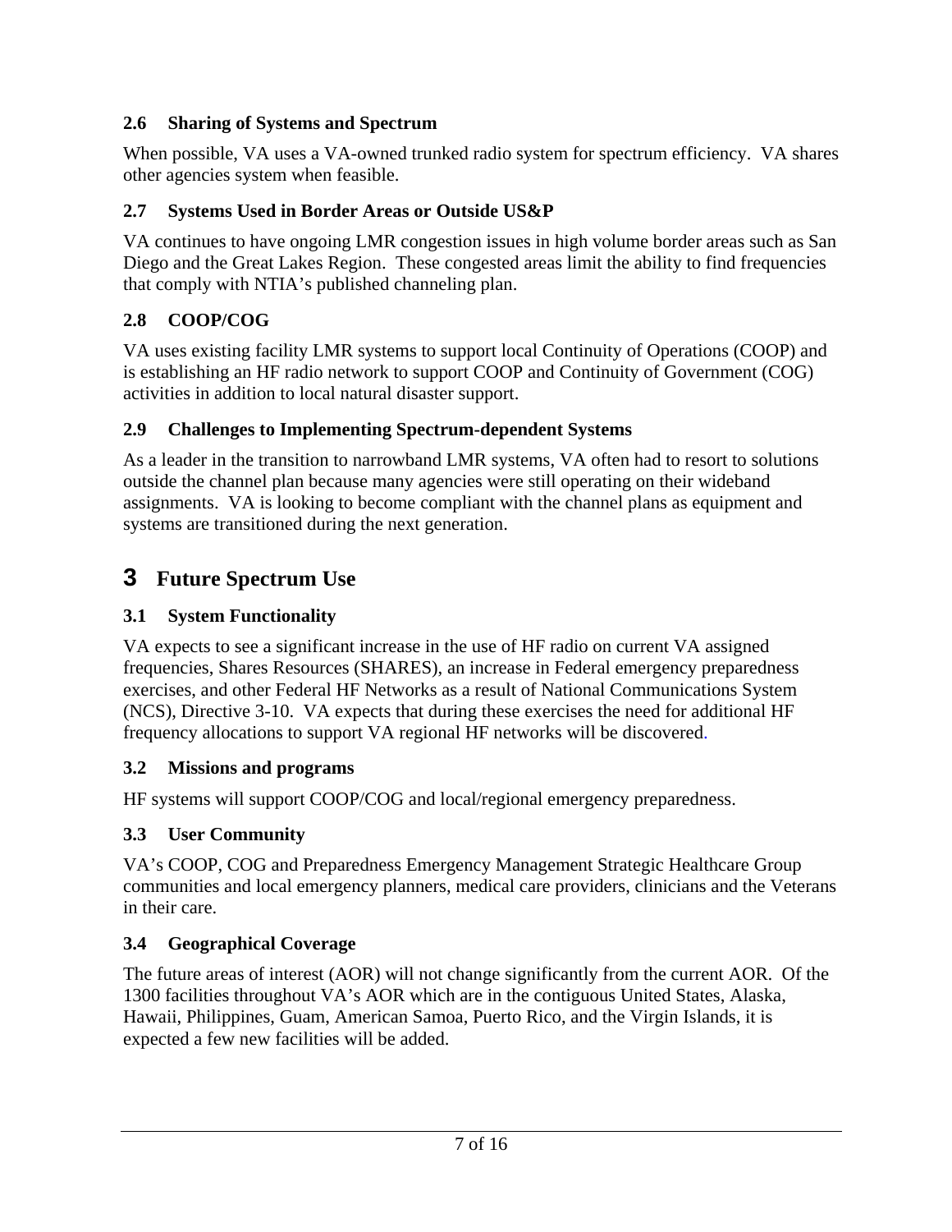### 2.6 Sharing of Systems and Spectrum

When possible, VA uses a VA-owned trunked radio system for spectrum efficiency. VA shares other agencies system when feasible.

### 2.7 Systems Used in Border Areas or Outside US&P

VA continues to have ongoing LMR congestion issues in high volume border areas such as San Diego and the Great Lakes Region. These congested areas limit the ability to find frequencies that comply with NTIA's published channeling plan.

### 2.8 COOP/COG

VA uses existing facility LMR systems to support local Continuity of Operations (COOP) and is establishing an HF radio network to support COOP and Continuity of Government (COG) activities in addition to local natural disaster support.

### 2.9 Challenges to Implementing Spectrum-dependent Systems

As a leader in the transition to narrowband LMR systems, VA often had to resort to solutions outside the channel plan because many agencies were still operating on their wideband assignments. VA is looking to become compliant with the channel plans as equipment and systems are transitioned during the next generation.

# 3 Future Spectrum Use

### 3.1 System Functionality

VA expects to see a significant increase in the use of HF radio on current VA assigned frequencies, Shares Resources (SHARES), an increase in Federal emergency preparedness exercises, and other Federal HF Networks as a result of National Communications System (NCS), Directive 3-10. VA expects that during these exercises the need for additional HF frequency allocations to support VA regional HF networks will be discovered.

### 3.2 Missions and programs

HF systems will support COOP/COG and local/regional emergency preparedness.

### 3.3 User Community

VA's COOP, COG and Preparedness Emergency Management Strategic Healthcare Group communities and local emergency planners, medical care providers, clinicians and the Veterans in their care.

### 3.4 Geographical Coverage

The future areas of interest (AOR) will not change significantly from the current AOR. Of the 1300 facilities throughout VA's AOR which are in the contiguous United States, Alaska, Hawaii, Philippines, Guam, American Samoa, Puerto Rico, and the Virgin Islands, it is expected a few new facilities will be added.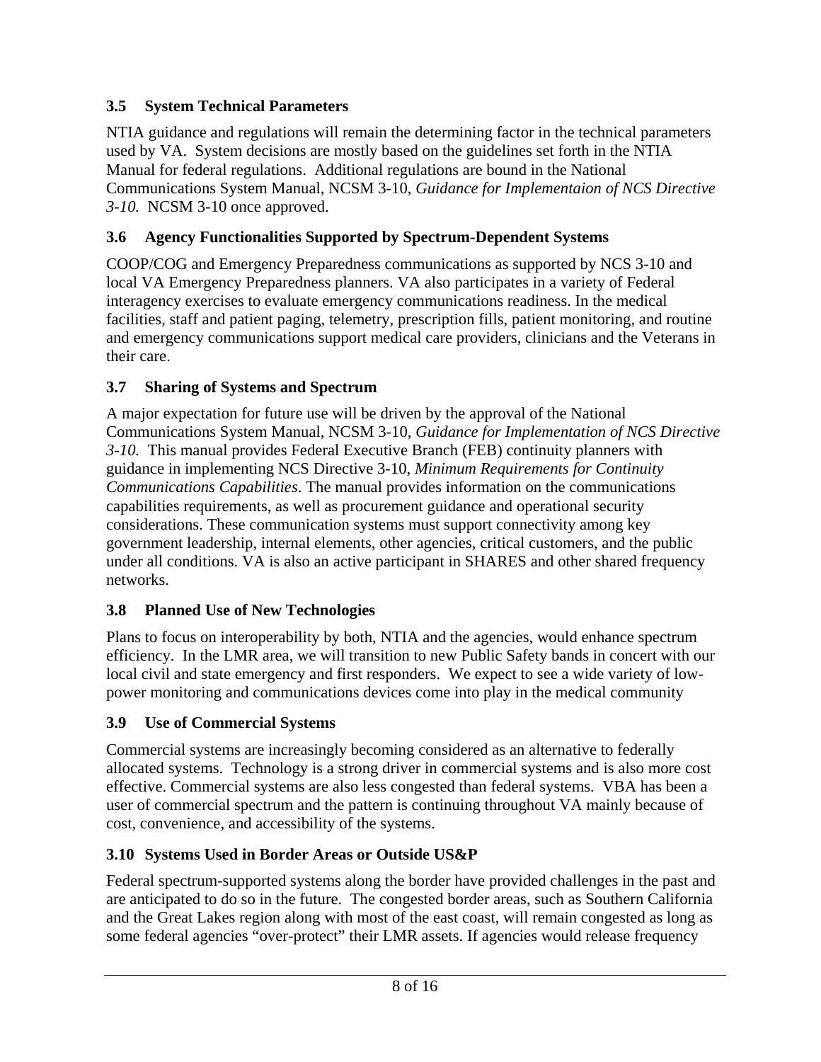### 3.5 System Technical Parameters

NTIA guidance and regulations will remain the determining factor in the technical parameters used by VA. System decisions are mostly based on the guidelines set forth in the NTIA Manual for federal regulations. Additional regulations are bound in the National Communications System Manual, NCSM 3-10, *Guidance for Implementaion of NCS Directive 3-10.* NCSM 3-10 once approved.

### 3.6 Agency Functionalities Supported by Spectrum-Dependent Systems

COOP/COG and Emergency Preparedness communications as supported by NCS 3-10 and local VA Emergency Preparedness planners. VA also participates in a variety of Federal interagency exercises to evaluate emergency communications readiness. In the medical facilities, staff and patient paging, telemetry, prescription fills, patient monitoring, and routine and emergency communications support medical care providers, clinicians and the Veterans in their care.

### 3.7 Sharing of Systems and Spectrum

A major expectation for future use will be driven by the approval of the National Communications System Manual, NCSM 3-10, *Guidance for Implementation of NCS Directive 3-10.* This manual provides Federal Executive Branch (FEB) continuity planners with guidance in implementing NCS Directive 3-10, *Minimum Requirements for Continuity Communications Capabilities*. The manual provides information on the communications capabilities requirements, as well as procurement guidance and operational security considerations. These communication systems must support connectivity among key government leadership, internal elements, other agencies, critical customers, and the public under all conditions. VA is also an active participant in SHARES and other shared frequency networks.

### 3.8 Planned Use of New Technologies

Plans to focus on interoperability by both, NTIA and the agencies, would enhance spectrum efficiency. In the LMR area, we will transition to new Public Safety bands in concert with our local civil and state emergency and first responders. We expect to see a wide variety of low-power monitoring and communications devices come into play in the medical community

### 3.9 Use of Commercial Systems

Commercial systems are increasingly becoming considered as an alternative to federally allocated systems. Technology is a strong driver in commercial systems and is also more cost effective. Commercial systems are also less congested than federal systems. VBA has been a user of commercial spectrum and the pattern is continuing throughout VA mainly because of cost, convenience, and accessibility of the systems.

### 3.10 Systems Used in Border Areas or Outside US&P

Federal spectrum-supported systems along the border have provided challenges in the past and are anticipated to do so in the future. The congested border areas, such as Southern California and the Great Lakes region along with most of the east coast, will remain congested as long as some federal agencies "over-protect" their LMR assets. If agencies would release frequency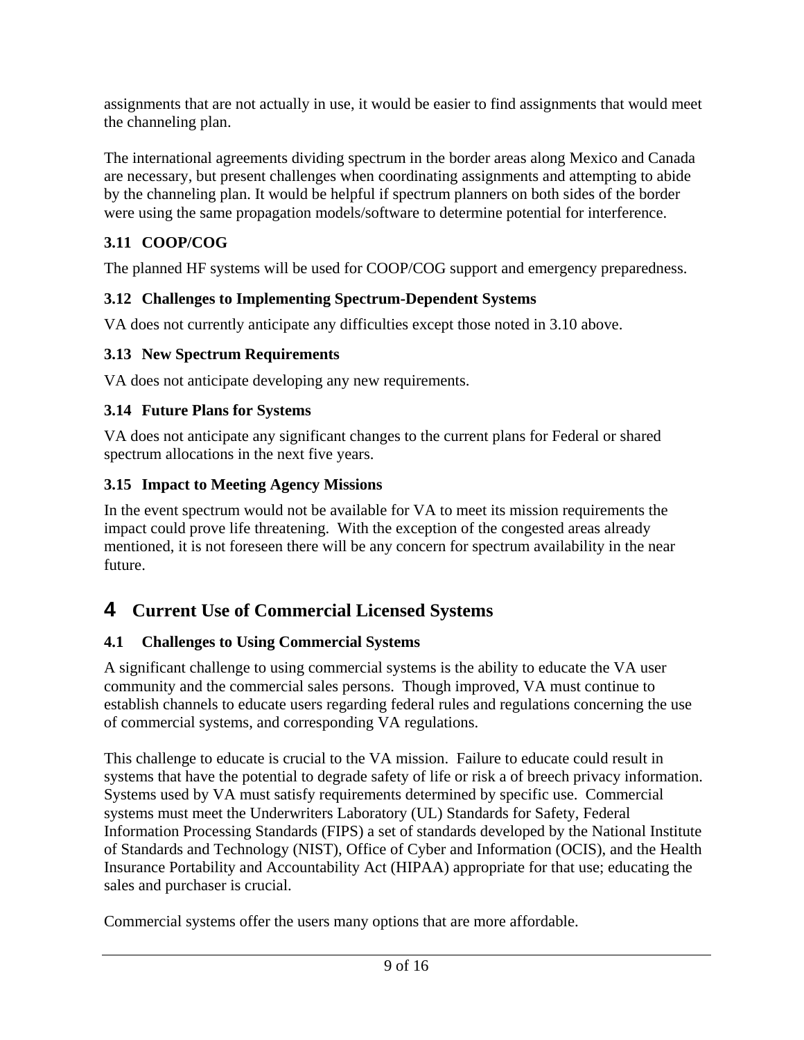assignments that are not actually in use, it would be easier to find assignments that would meet the channeling plan.

The international agreements dividing spectrum in the border areas along Mexico and Canada are necessary, but present challenges when coordinating assignments and attempting to abide by the channeling plan. It would be helpful if spectrum planners on both sides of the border were using the same propagation models/software to determine potential for interference.

### 3.11 COOP/COG

The planned HF systems will be used for COOP/COG support and emergency preparedness.

### 3.12 Challenges to Implementing Spectrum-Dependent Systems

VA does not currently anticipate any difficulties except those noted in 3.10 above.

### 3.13 New Spectrum Requirements

VA does not anticipate developing any new requirements.

### 3.14 Future Plans for Systems

VA does not anticipate any significant changes to the current plans for Federal or shared spectrum allocations in the next five years.

### 3.15 Impact to Meeting Agency Missions

In the event spectrum would not be available for VA to meet its mission requirements the impact could prove life threatening. With the exception of the congested areas already mentioned, it is not foreseen there will be any concern for spectrum availability in the near future.

## 4 Current Use of Commercial Licensed Systems

### 4.1 Challenges to Using Commercial Systems

A significant challenge to using commercial systems is the ability to educate the VA user community and the commercial sales persons. Though improved, VA must continue to establish channels to educate users regarding federal rules and regulations concerning the use of commercial systems, and corresponding VA regulations.

This challenge to educate is crucial to the VA mission. Failure to educate could result in systems that have the potential to degrade safety of life or risk a of breech privacy information. Systems used by VA must satisfy requirements determined by specific use. Commercial systems must meet the Underwriters Laboratory (UL) Standards for Safety, Federal Information Processing Standards (FIPS) a set of standards developed by the National Institute of Standards and Technology (NIST), Office of Cyber and Information (OCIS), and the Health Insurance Portability and Accountability Act (HIPAA) appropriate for that use; educating the sales and purchaser is crucial.

Commercial systems offer the users many options that are more affordable.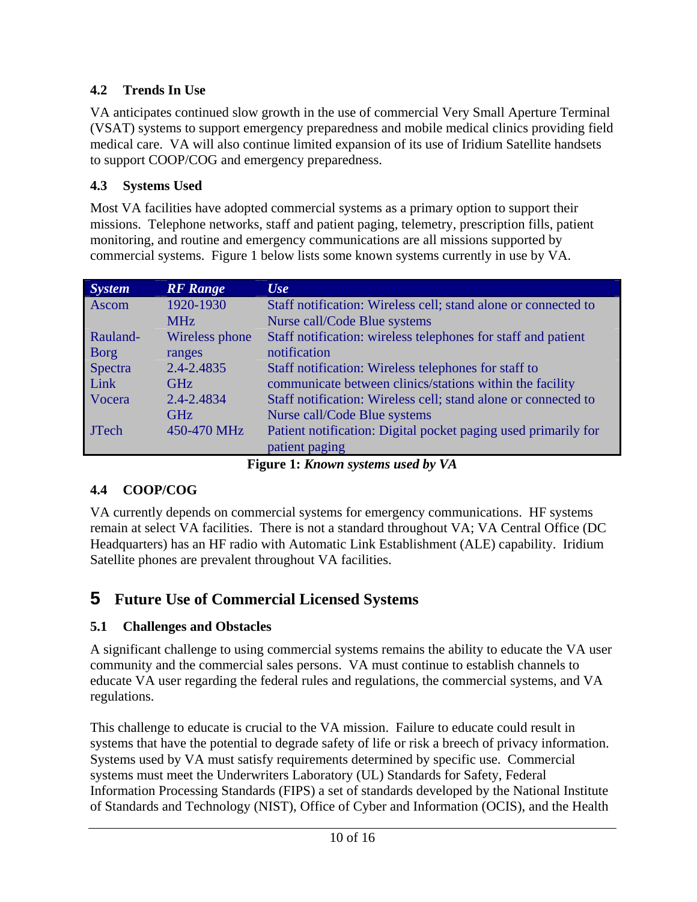### 4.2 Trends In Use

VA anticipates continued slow growth in the use of commercial Very Small Aperture Terminal (VSAT) systems to support emergency preparedness and mobile medical clinics providing field medical care. VA will also continue limited expansion of its use of Iridium Satellite handsets to support COOP/COG and emergency preparedness.

### 4.3 Systems Used

Most VA facilities have adopted commercial systems as a primary option to support their missions. Telephone networks, staff and patient paging, telemetry, prescription fills, patient monitoring, and routine and emergency communications are all missions supported by commercial systems. Figure 1 below lists some known systems currently in use by VA.

| *System* | *RF Range* | *Use* |
|---|---|---|
| Ascom | 1920-1930 MHz | Staff notification: Wireless cell; stand alone or connected to Nurse call/Code Blue systems |
| Rauland-Borg | Wireless phone ranges | Staff notification: wireless telephones for staff and patient notification |
| Spectra Link | 2.4-2.4835 GHz | Staff notification: Wireless telephones for staff to communicate between clinics/stations within the facility |
| Vocera | 2.4-2.4834 GHz | Staff notification: Wireless cell; stand alone or connected to Nurse call/Code Blue systems |
| JTech | 450-470 MHz | Patient notification: Digital pocket paging used primarily for patient paging |

**Figure 1:** ***Known systems used by VA***

### 4.4 COOP/COG

VA currently depends on commercial systems for emergency communications. HF systems remain at select VA facilities. There is not a standard throughout VA; VA Central Office (DC Headquarters) has an HF radio with Automatic Link Establishment (ALE) capability. Iridium Satellite phones are prevalent throughout VA facilities.

## 5 Future Use of Commercial Licensed Systems

### 5.1 Challenges and Obstacles

A significant challenge to using commercial systems remains the ability to educate the VA user community and the commercial sales persons. VA must continue to establish channels to educate VA user regarding the federal rules and regulations, the commercial systems, and VA regulations.

This challenge to educate is crucial to the VA mission. Failure to educate could result in systems that have the potential to degrade safety of life or risk a breech of privacy information. Systems used by VA must satisfy requirements determined by specific use. Commercial systems must meet the Underwriters Laboratory (UL) Standards for Safety, Federal Information Processing Standards (FIPS) a set of standards developed by the National Institute of Standards and Technology (NIST), Office of Cyber and Information (OCIS), and the Health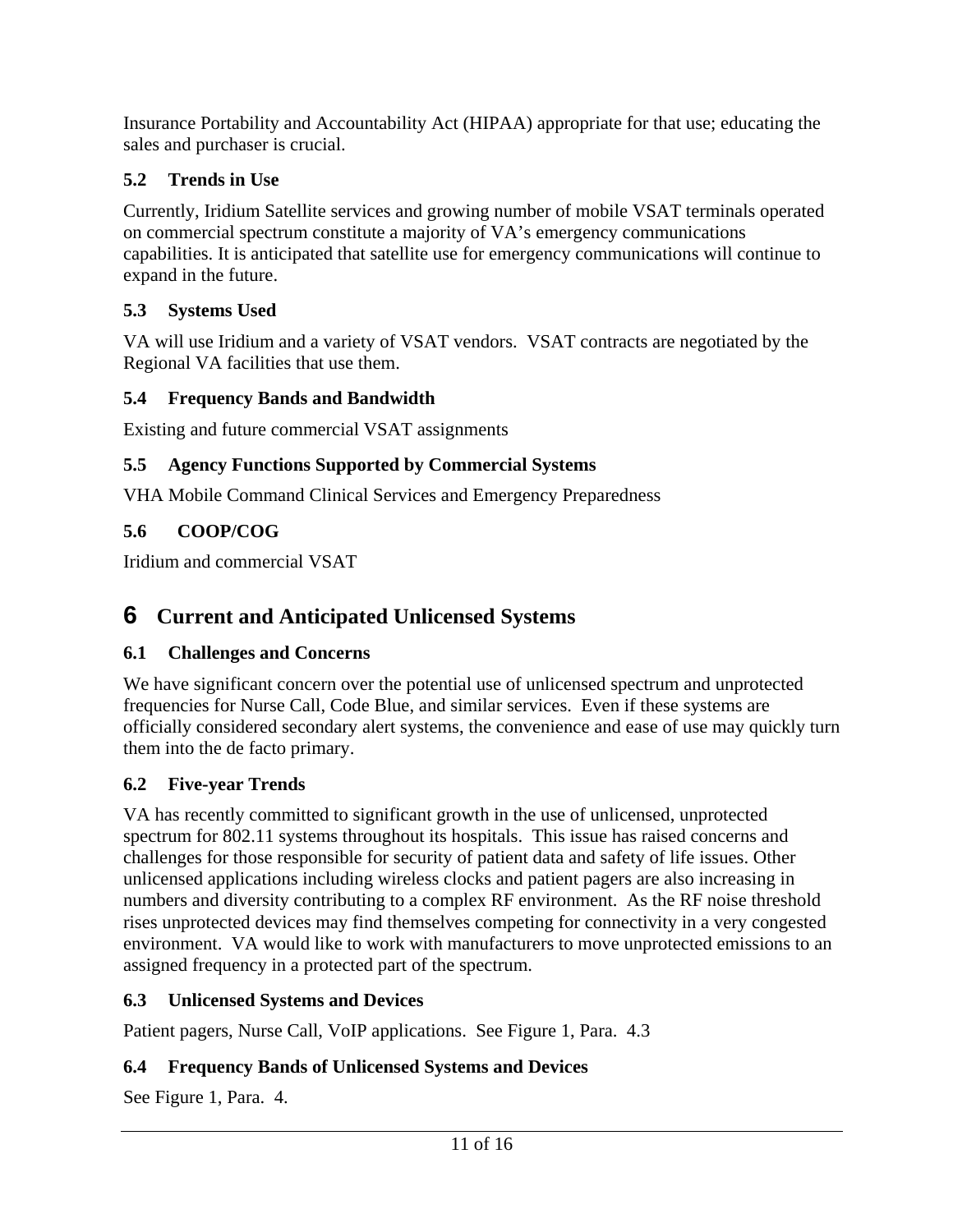Insurance Portability and Accountability Act (HIPAA) appropriate for that use; educating the sales and purchaser is crucial.

### 5.2 Trends in Use

Currently, Iridium Satellite services and growing number of mobile VSAT terminals operated on commercial spectrum constitute a majority of VA's emergency communications capabilities. It is anticipated that satellite use for emergency communications will continue to expand in the future.

### 5.3 Systems Used

VA will use Iridium and a variety of VSAT vendors. VSAT contracts are negotiated by the Regional VA facilities that use them.

### 5.4 Frequency Bands and Bandwidth

Existing and future commercial VSAT assignments

### 5.5 Agency Functions Supported by Commercial Systems

VHA Mobile Command Clinical Services and Emergency Preparedness

### 5.6 COOP/COG

Iridium and commercial VSAT

## 6 Current and Anticipated Unlicensed Systems

### 6.1 Challenges and Concerns

We have significant concern over the potential use of unlicensed spectrum and unprotected frequencies for Nurse Call, Code Blue, and similar services. Even if these systems are officially considered secondary alert systems, the convenience and ease of use may quickly turn them into the de facto primary.

### 6.2 Five-year Trends

VA has recently committed to significant growth in the use of unlicensed, unprotected spectrum for 802.11 systems throughout its hospitals. This issue has raised concerns and challenges for those responsible for security of patient data and safety of life issues. Other unlicensed applications including wireless clocks and patient pagers are also increasing in numbers and diversity contributing to a complex RF environment. As the RF noise threshold rises unprotected devices may find themselves competing for connectivity in a very congested environment. VA would like to work with manufacturers to move unprotected emissions to an assigned frequency in a protected part of the spectrum.

### 6.3 Unlicensed Systems and Devices

Patient pagers, Nurse Call, VoIP applications. See Figure 1, Para. 4.3

### 6.4 Frequency Bands of Unlicensed Systems and Devices

See Figure 1, Para. 4.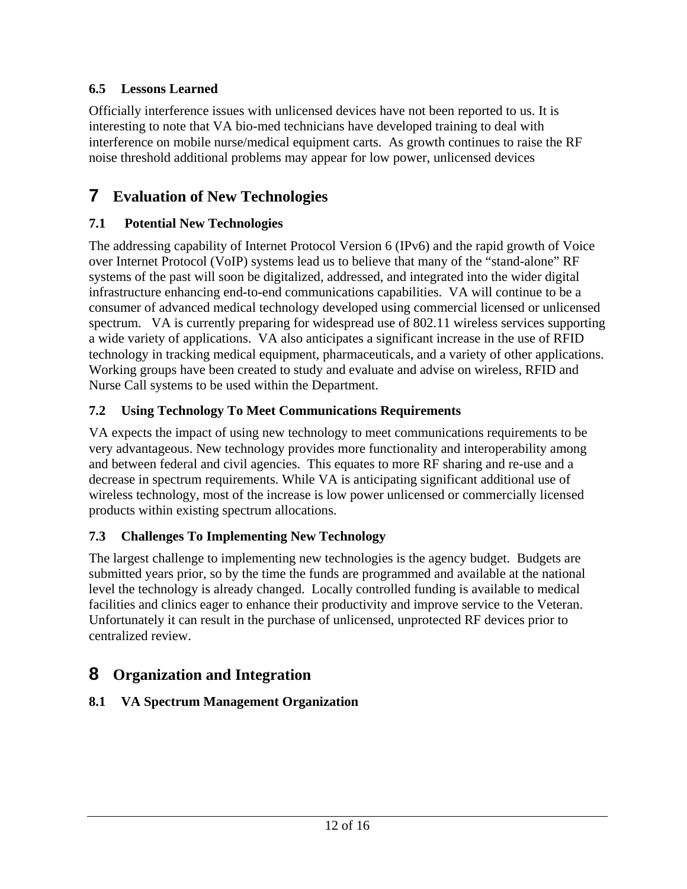### 6.5 Lessons Learned

Officially interference issues with unlicensed devices have not been reported to us. It is interesting to note that VA bio-med technicians have developed training to deal with interference on mobile nurse/medical equipment carts. As growth continues to raise the RF noise threshold additional problems may appear for low power, unlicensed devices

# 7 Evaluation of New Technologies

### 7.1 Potential New Technologies

The addressing capability of Internet Protocol Version 6 (IPv6) and the rapid growth of Voice over Internet Protocol (VoIP) systems lead us to believe that many of the "stand-alone" RF systems of the past will soon be digitalized, addressed, and integrated into the wider digital infrastructure enhancing end-to-end communications capabilities. VA will continue to be a consumer of advanced medical technology developed using commercial licensed or unlicensed spectrum. VA is currently preparing for widespread use of 802.11 wireless services supporting a wide variety of applications. VA also anticipates a significant increase in the use of RFID technology in tracking medical equipment, pharmaceuticals, and a variety of other applications. Working groups have been created to study and evaluate and advise on wireless, RFID and Nurse Call systems to be used within the Department.

### 7.2 Using Technology To Meet Communications Requirements

VA expects the impact of using new technology to meet communications requirements to be very advantageous. New technology provides more functionality and interoperability among and between federal and civil agencies. This equates to more RF sharing and re-use and a decrease in spectrum requirements. While VA is anticipating significant additional use of wireless technology, most of the increase is low power unlicensed or commercially licensed products within existing spectrum allocations.

### 7.3 Challenges To Implementing New Technology

The largest challenge to implementing new technologies is the agency budget. Budgets are submitted years prior, so by the time the funds are programmed and available at the national level the technology is already changed. Locally controlled funding is available to medical facilities and clinics eager to enhance their productivity and improve service to the Veteran. Unfortunately it can result in the purchase of unlicensed, unprotected RF devices prior to centralized review.

# 8 Organization and Integration

### 8.1 VA Spectrum Management Organization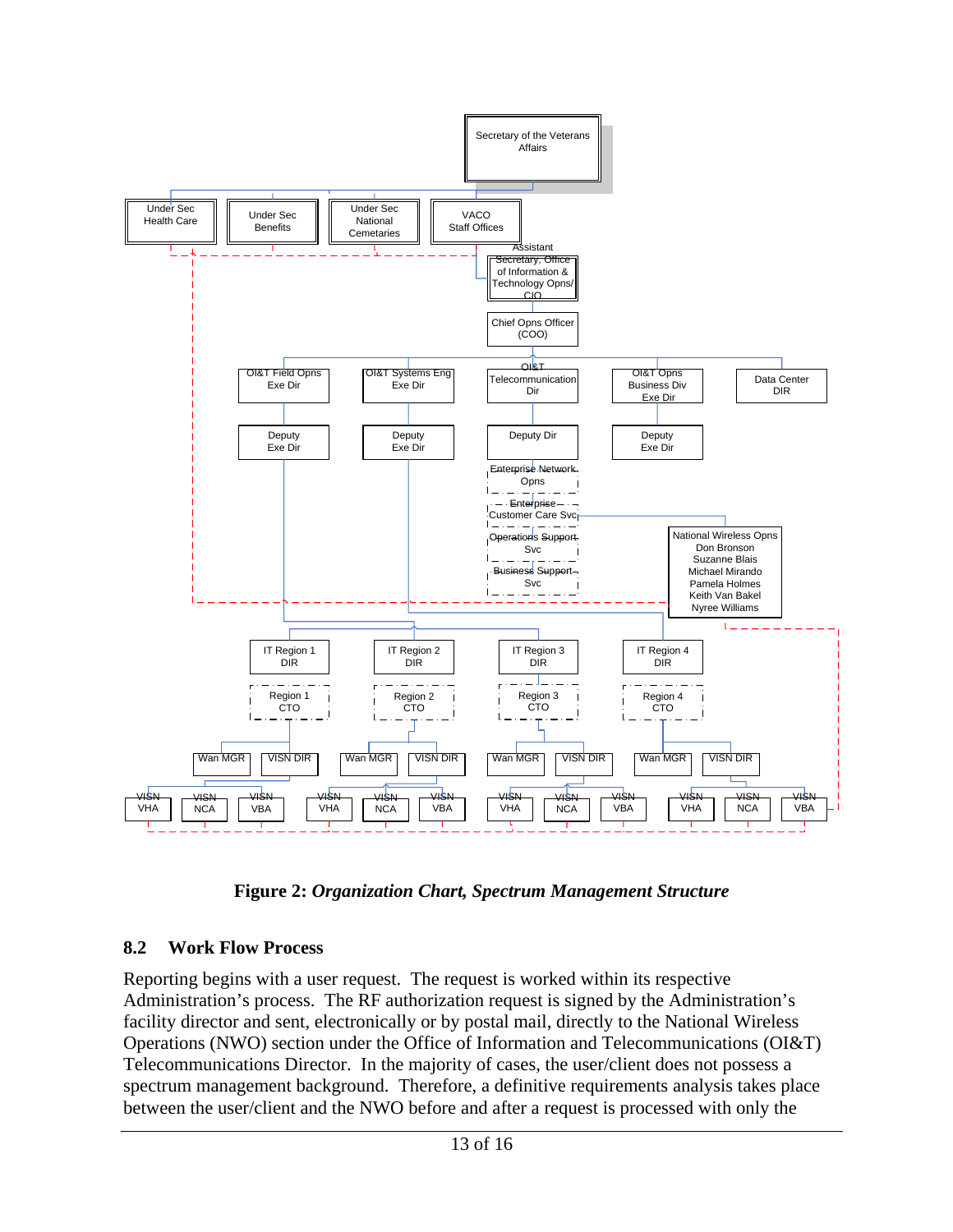- Secretary of the Veterans Affairs
  - Under Sec Health Care
  - Under Sec Benefits
  - Under Sec National Cemeteries
  - VACO Staff Offices
    - Assistant Secretary, Office of Information & Technology Opns/ CIO
      - Chief Opns Officer (COO)
        - OI&T Field Opns Exe Dir
          - Deputy Exe Dir
        - OI&T Systems Eng Exe Dir
          - Deputy Exe Dir
        - OI&T Telecommunication Dir
          - Deputy Dir
            - Enterprise Network Opns
            - Enterprise Customer Care Svc
              - National Wireless Opns: Don Bronson, Suzanne Blais, Michael Mirando, Pamela Holmes, Keith Van Bakel, Nyree Williams
            - Operations Support Svc
            - Business Support Svc
        - OI&T Opns Business Div Exe Dir
          - Deputy Exe Dir
        - Data Center DIR
- IT Region 1 DIR
  - Region 1 CTO
    - Wan MGR
    - VISN DIR
      - VISN VHA
      - VISN NCA
      - VISN VBA
- IT Region 2 DIR
  - Region 2 CTO
    - Wan MGR
    - VISN DIR
      - VISN VHA
      - VISN NCA
      - VISN VBA
- IT Region 3 DIR
  - Region 3 CTO
    - Wan MGR
    - VISN DIR
      - VISN VHA
      - VISN NCA
      - VISN VBA
- IT Region 4 DIR
  - Region 4 CTO
    - Wan MGR
    - VISN DIR
      - VISN VHA
      - VISN NCA
      - VISN VBA

**Figure 2:** ***Organization Chart, Spectrum Management Structure***

## 8.2 Work Flow Process

Reporting begins with a user request. The request is worked within its respective Administration's process. The RF authorization request is signed by the Administration's facility director and sent, electronically or by postal mail, directly to the National Wireless Operations (NWO) section under the Office of Information and Telecommunications (OI&T) Telecommunications Director. In the majority of cases, the user/client does not possess a spectrum management background. Therefore, a definitive requirements analysis takes place between the user/client and the NWO before and after a request is processed with only the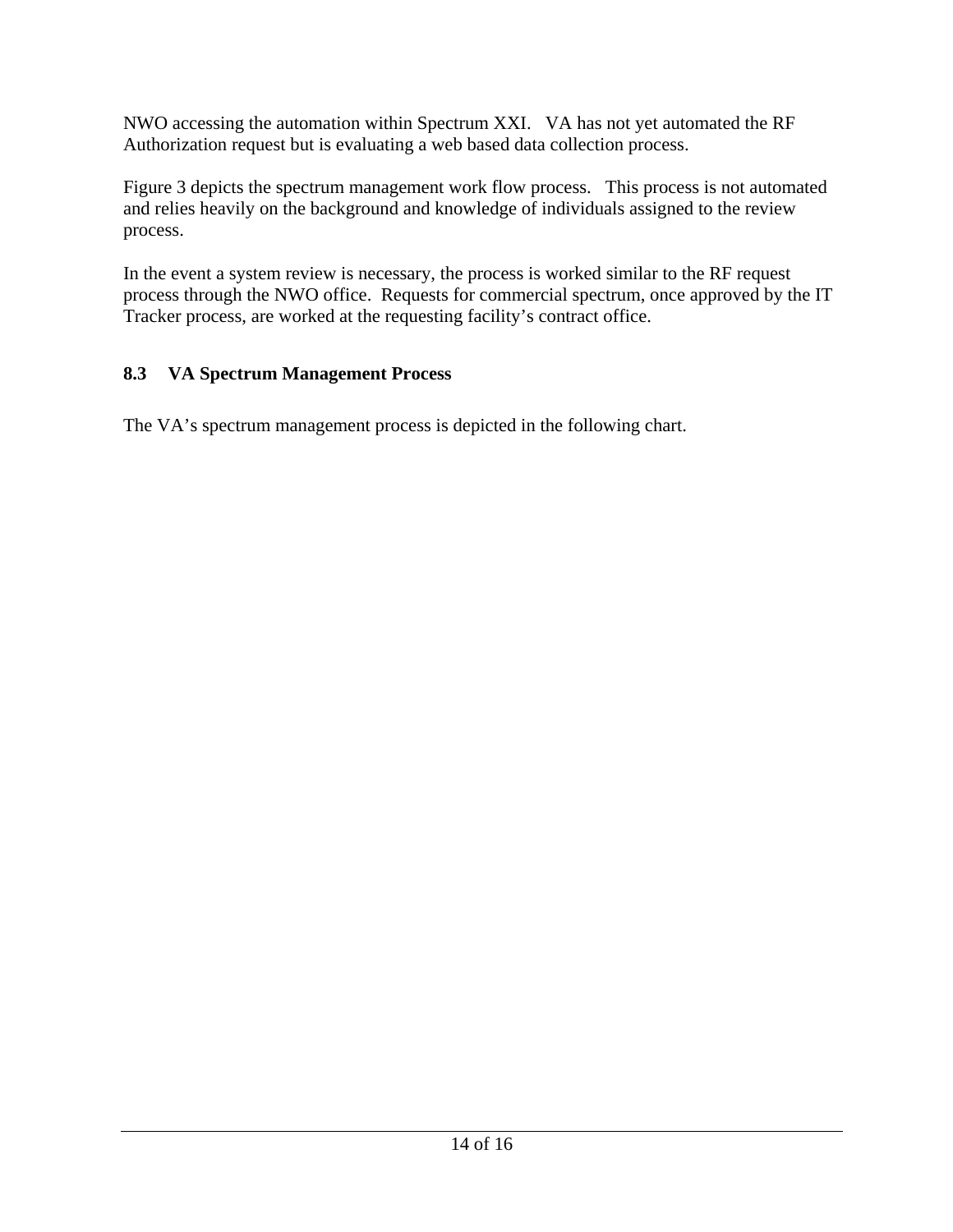NWO accessing the automation within Spectrum XXI. VA has not yet automated the RF Authorization request but is evaluating a web based data collection process.

Figure 3 depicts the spectrum management work flow process. This process is not automated and relies heavily on the background and knowledge of individuals assigned to the review process.

In the event a system review is necessary, the process is worked similar to the RF request process through the NWO office. Requests for commercial spectrum, once approved by the IT Tracker process, are worked at the requesting facility's contract office.

### 8.3 VA Spectrum Management Process

The VA's spectrum management process is depicted in the following chart.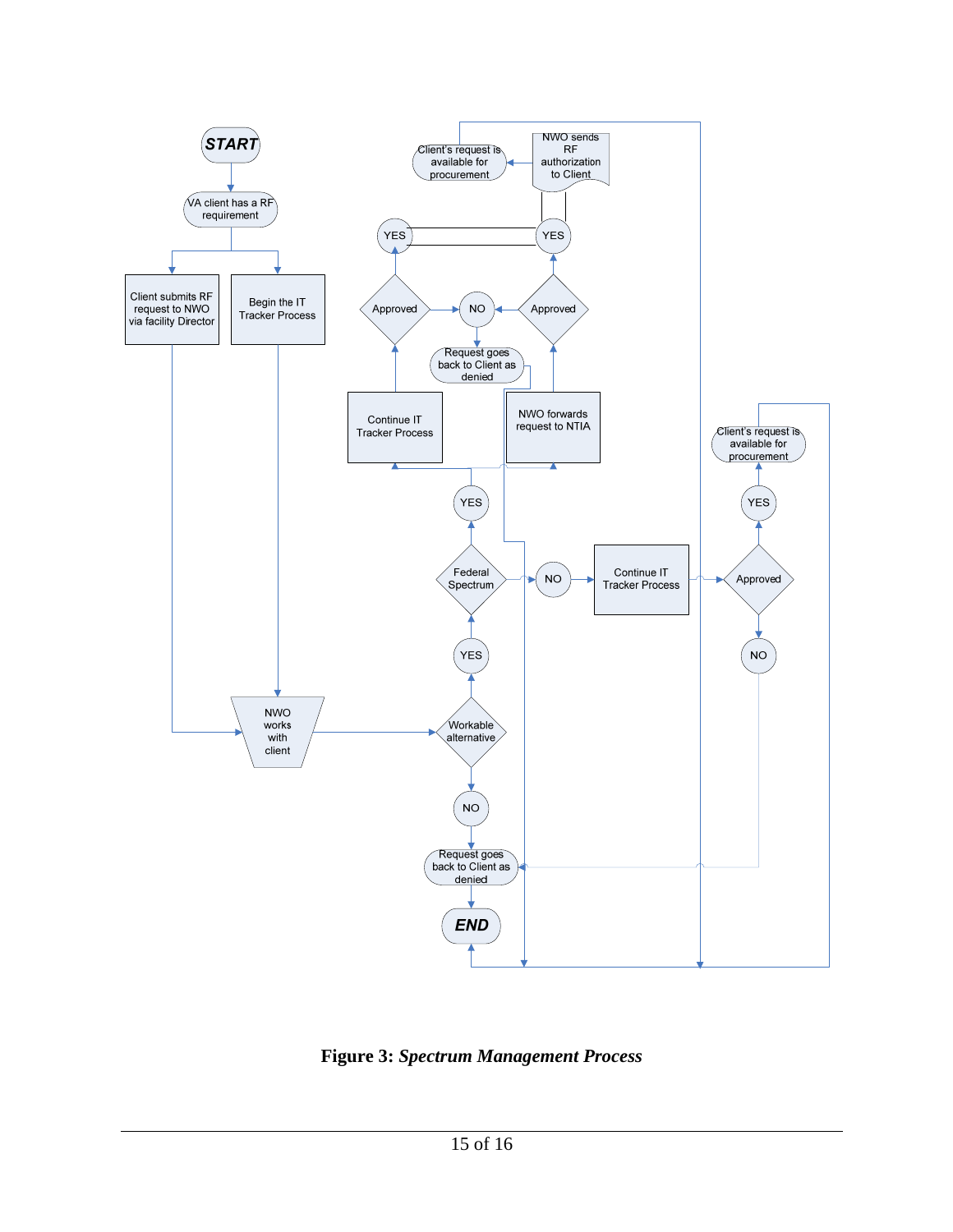START

VA client has a RF requirement

Client submits RF request to NWO via facility Director

Begin the IT Tracker Process

NWO works with client

Workable alternative

NO

Request goes back to Client as denied

END

YES

Federal Spectrum

YES

Continue IT Tracker Process

Approved

YES

Client's request is available for procurement

NO

Request goes back to Client as denied

NWO forwards request to NTIA

Approved

YES

NWO sends RF authorization to Client

Client's request is available for procurement

NO

Continue IT Tracker Process

Approved

YES

Client's request is available for procurement

NO

**Figure 3:** ***Spectrum Management Process***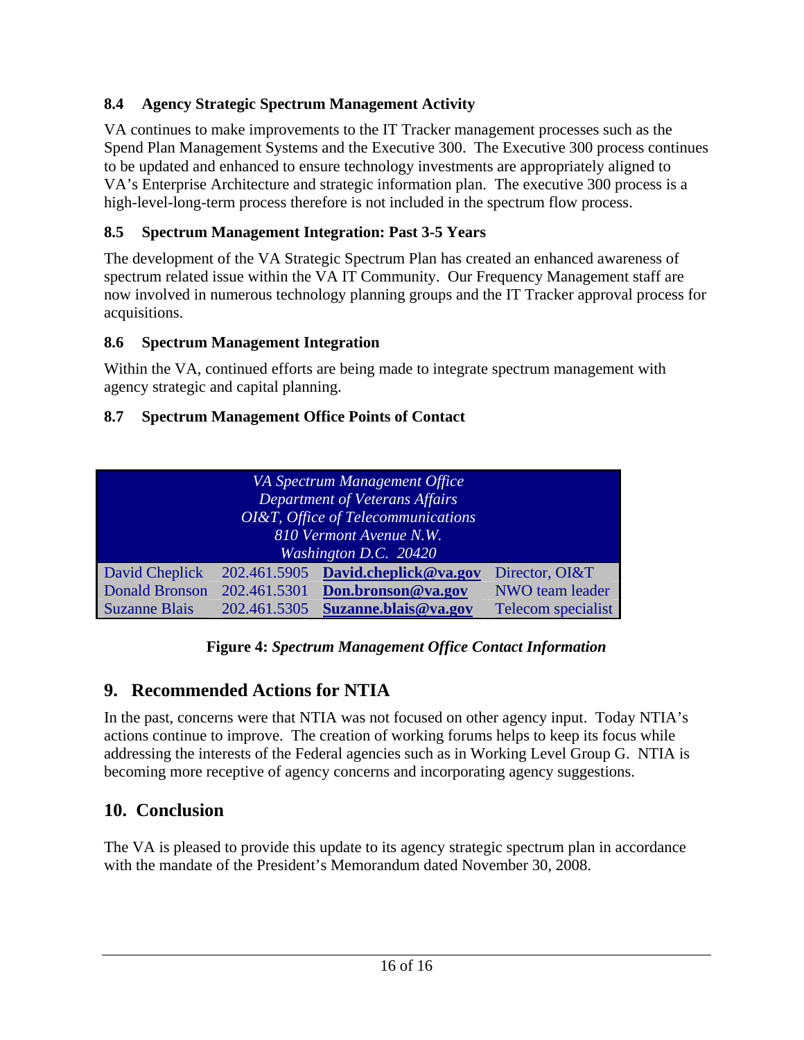### 8.4 Agency Strategic Spectrum Management Activity

VA continues to make improvements to the IT Tracker management processes such as the Spend Plan Management Systems and the Executive 300. The Executive 300 process continues to be updated and enhanced to ensure technology investments are appropriately aligned to VA's Enterprise Architecture and strategic information plan. The executive 300 process is a high-level-long-term process therefore is not included in the spectrum flow process.

### 8.5 Spectrum Management Integration: Past 3-5 Years

The development of the VA Strategic Spectrum Plan has created an enhanced awareness of spectrum related issue within the VA IT Community. Our Frequency Management staff are now involved in numerous technology planning groups and the IT Tracker approval process for acquisitions.

### 8.6 Spectrum Management Integration

Within the VA, continued efforts are being made to integrate spectrum management with agency strategic and capital planning.

### 8.7 Spectrum Management Office Points of Contact

| *VA Spectrum Management Office<br>Department of Veterans Affairs<br>OI&T, Office of Telecommunications<br>810 Vermont Avenue N.W.<br>Washington D.C. 20420* | | | |
|---|---|---|---|
| David Cheplick | 202.461.5905 | **David.cheplick@va.gov** | Director, OI&T |
| Donald Bronson | 202.461.5301 | **Don.bronson@va.gov** | NWO team leader |
| Suzanne Blais | 202.461.5305 | **Suzanne.blais@va.gov** | Telecom specialist |

**Figure 4:** ***Spectrum Management Office Contact Information***

## 9. Recommended Actions for NTIA

In the past, concerns were that NTIA was not focused on other agency input. Today NTIA's actions continue to improve. The creation of working forums helps to keep its focus while addressing the interests of the Federal agencies such as in Working Level Group G. NTIA is becoming more receptive of agency concerns and incorporating agency suggestions.

## 10. Conclusion

The VA is pleased to provide this update to its agency strategic spectrum plan in accordance with the mandate of the President's Memorandum dated November 30, 2008.